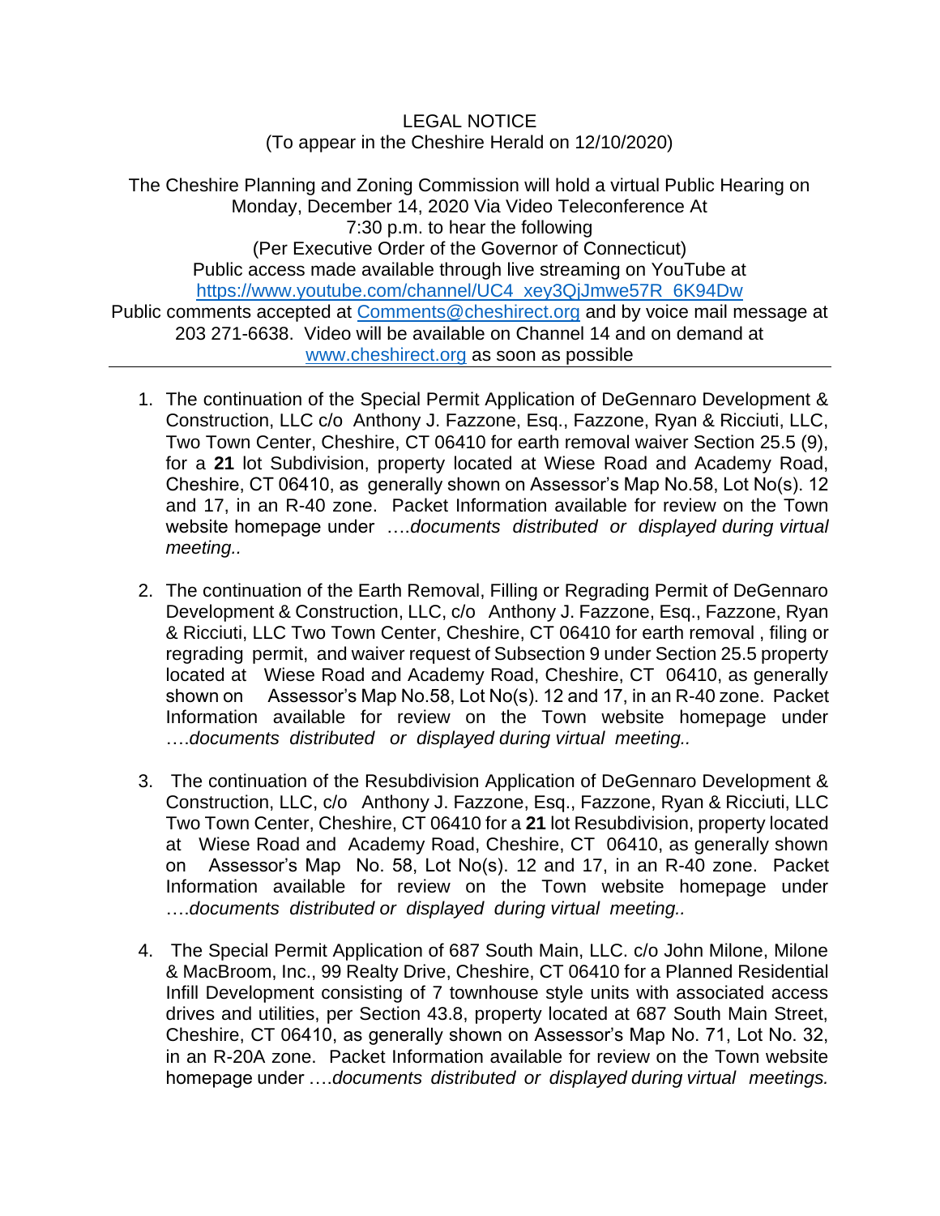LEGAL NOTICE
(To appear in the Cheshire Herald on 12/10/2020)

The Cheshire Planning and Zoning Commission will hold a virtual Public Hearing on Monday, December 14, 2020 Via Video Teleconference At
7:30 p.m. to hear the following
(Per Executive Order of the Governor of Connecticut)
Public access made available through live streaming on YouTube at
https://www.youtube.com/channel/UC4_xey3QjJmwe57R_6K94Dw
Public comments accepted at Comments@cheshirect.org and by voice mail message at 203 271-6638. Video will be available on Channel 14 and on demand at www.cheshirect.org as soon as possible

---

1. The continuation of the Special Permit Application of DeGennaro Development & Construction, LLC c/o Anthony J. Fazzone, Esq., Fazzone, Ryan & Ricciuti, LLC, Two Town Center, Cheshire, CT 06410 for earth removal waiver Section 25.5 (9), for a **21** lot Subdivision, property located at Wiese Road and Academy Road, Cheshire, CT 06410, as generally shown on Assessor's Map No.58, Lot No(s). 12 and 17, in an R-40 zone. Packet Information available for review on the Town website homepage under ….*documents distributed or displayed during virtual meeting..*

2. The continuation of the Earth Removal, Filling or Regrading Permit of DeGennaro Development & Construction, LLC, c/o Anthony J. Fazzone, Esq., Fazzone, Ryan & Ricciuti, LLC Two Town Center, Cheshire, CT 06410 for earth removal , filing or regrading permit, and waiver request of Subsection 9 under Section 25.5 property located at Wiese Road and Academy Road, Cheshire, CT 06410, as generally shown on Assessor's Map No.58, Lot No(s). 12 and 17, in an R-40 zone. Packet Information available for review on the Town website homepage under ….*documents distributed or displayed during virtual meeting..*

3. The continuation of the Resubdivision Application of DeGennaro Development & Construction, LLC, c/o Anthony J. Fazzone, Esq., Fazzone, Ryan & Ricciuti, LLC Two Town Center, Cheshire, CT 06410 for a **21** lot Resubdivision, property located at Wiese Road and Academy Road, Cheshire, CT 06410, as generally shown on Assessor's Map No. 58, Lot No(s). 12 and 17, in an R-40 zone. Packet Information available for review on the Town website homepage under ….*documents distributed or displayed during virtual meeting..*

4. The Special Permit Application of 687 South Main, LLC. c/o John Milone, Milone & MacBroom, Inc., 99 Realty Drive, Cheshire, CT 06410 for a Planned Residential Infill Development consisting of 7 townhouse style units with associated access drives and utilities, per Section 43.8, property located at 687 South Main Street, Cheshire, CT 06410, as generally shown on Assessor's Map No. 71, Lot No. 32, in an R-20A zone. Packet Information available for review on the Town website homepage under ….*documents distributed or displayed during virtual meetings.*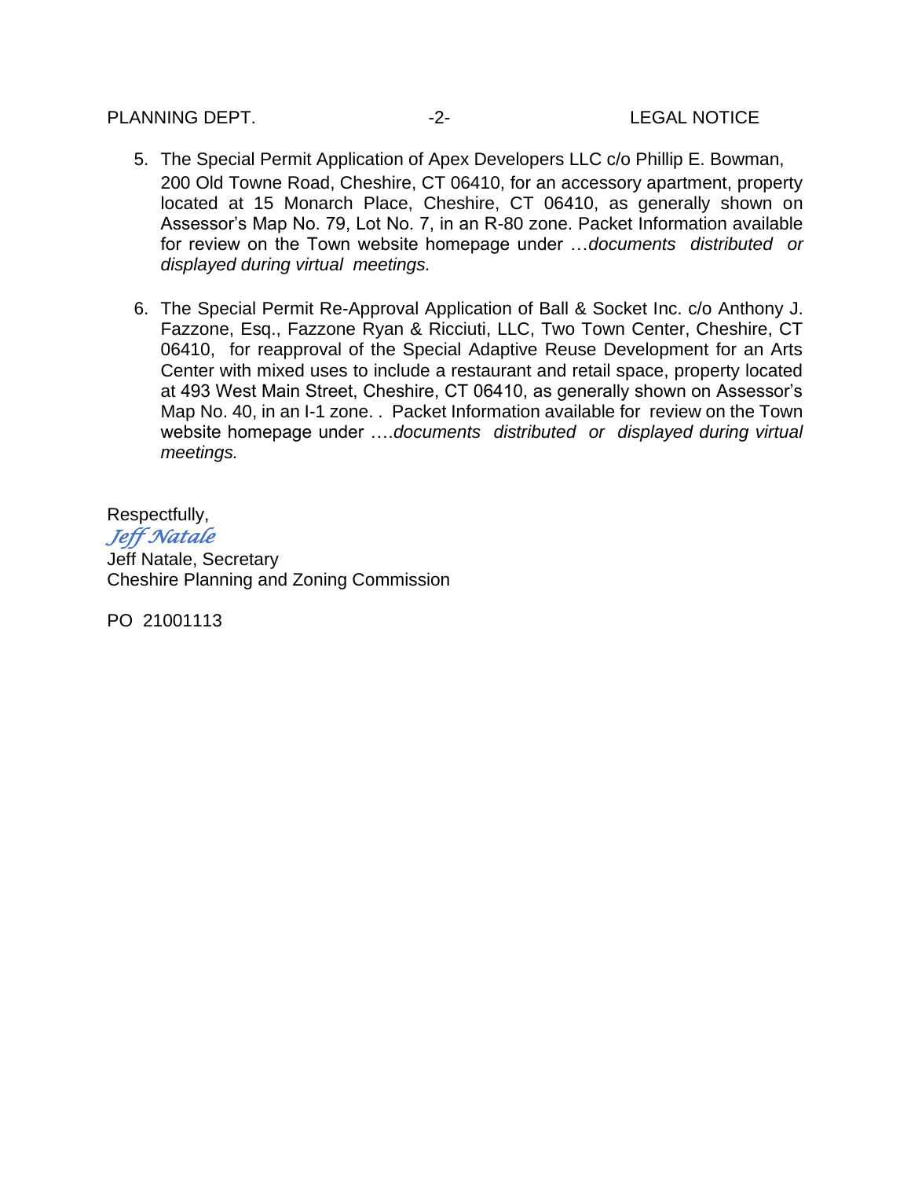5. The Special Permit Application of Apex Developers LLC c/o Phillip E. Bowman, 200 Old Towne Road, Cheshire, CT 06410, for an accessory apartment, property located at 15 Monarch Place, Cheshire, CT 06410, as generally shown on Assessor's Map No. 79, Lot No. 7, in an R-80 zone. Packet Information available for review on the Town website homepage under …*documents distributed or displayed during virtual meetings.*

6. The Special Permit Re-Approval Application of Ball & Socket Inc. c/o Anthony J. Fazzone, Esq., Fazzone Ryan & Ricciuti, LLC, Two Town Center, Cheshire, CT 06410, for reapproval of the Special Adaptive Reuse Development for an Arts Center with mixed uses to include a restaurant and retail space, property located at 493 West Main Street, Cheshire, CT 06410, as generally shown on Assessor's Map No. 40, in an I-1 zone. . Packet Information available for review on the Town website homepage under ….*documents distributed or displayed during virtual meetings.*

Respectfully,
*Jeff Natale*
Jeff Natale, Secretary
Cheshire Planning and Zoning Commission

PO 21001113